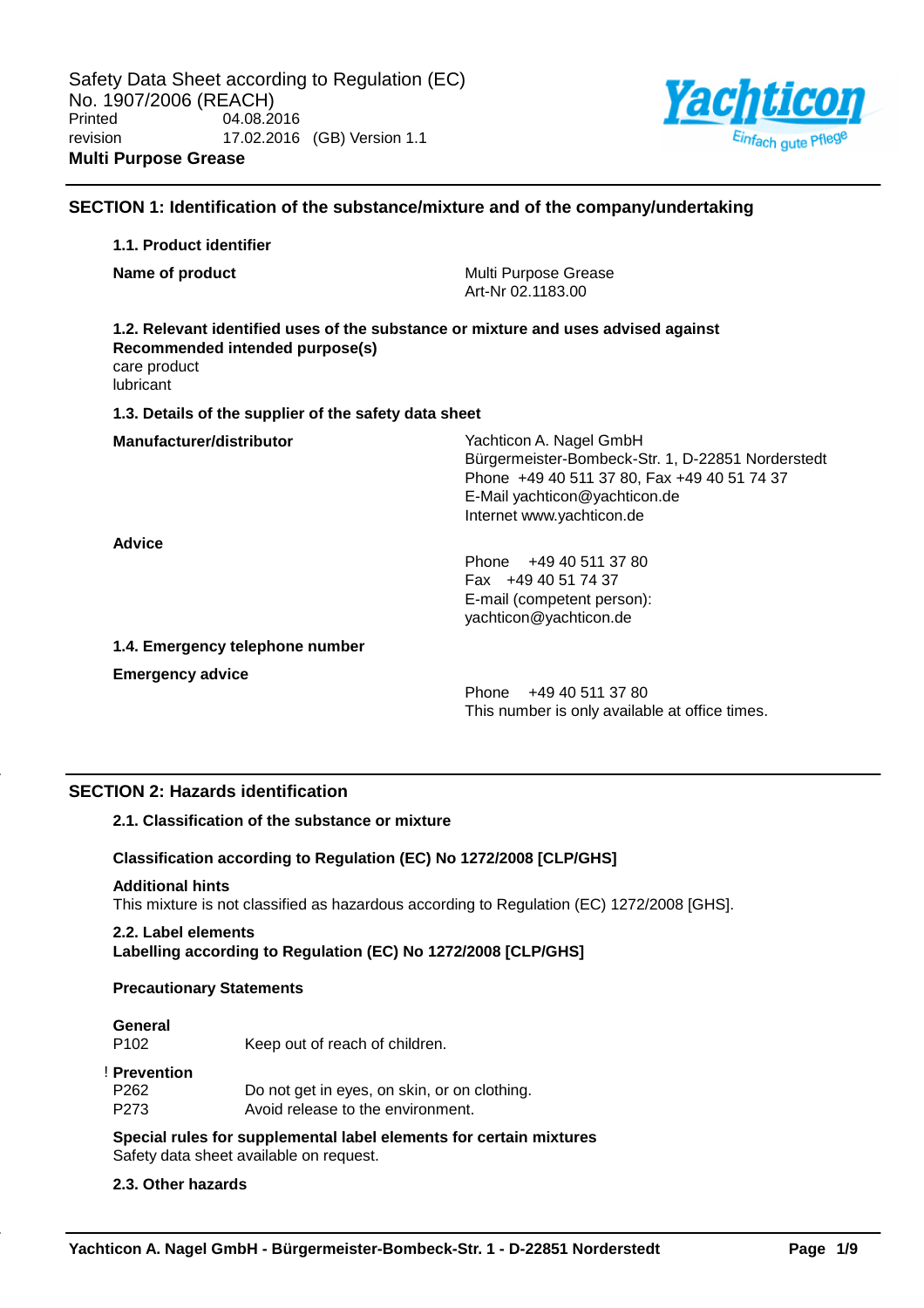Safety Data Sheet according to Regulation (EC) No. 1907/2006 (REACH)

Printed 04.08.2016

revision 17.02.2016 (GB) Version 1.1

**Multi Purpose Grease**

## SECTION 1: Identification of the substance/mixture and of the company/undertaking

### 1.1. Product identifier

**Name of product**

Multi Purpose Grease
Art-Nr 02.1183.00

### 1.2. Relevant identified uses of the substance or mixture and uses advised against

**Recommended intended purpose(s)**

care product
lubricant

### 1.3. Details of the supplier of the safety data sheet

**Manufacturer/distributor**

Yachticon A. Nagel GmbH
Bürgermeister-Bombeck-Str. 1, D-22851 Norderstedt
Phone +49 40 511 37 80, Fax +49 40 51 74 37
E-Mail yachticon@yachticon.de
Internet www.yachticon.de

**Advice**

Phone +49 40 511 37 80
Fax +49 40 51 74 37
E-mail (competent person):
yachticon@yachticon.de

### 1.4. Emergency telephone number

**Emergency advice**

Phone +49 40 511 37 80
This number is only available at office times.

## SECTION 2: Hazards identification

### 2.1. Classification of the substance or mixture

**Classification according to Regulation (EC) No 1272/2008 [CLP/GHS]**

**Additional hints**

This mixture is not classified as hazardous according to Regulation (EC) 1272/2008 [GHS].

### 2.2. Label elements

**Labelling according to Regulation (EC) No 1272/2008 [CLP/GHS]**

**Precautionary Statements**

**General**

P102 Keep out of reach of children.

! **Prevention**

P262 Do not get in eyes, on skin, or on clothing.
P273 Avoid release to the environment.

**Special rules for supplemental label elements for certain mixtures**

Safety data sheet available on request.

### 2.3. Other hazards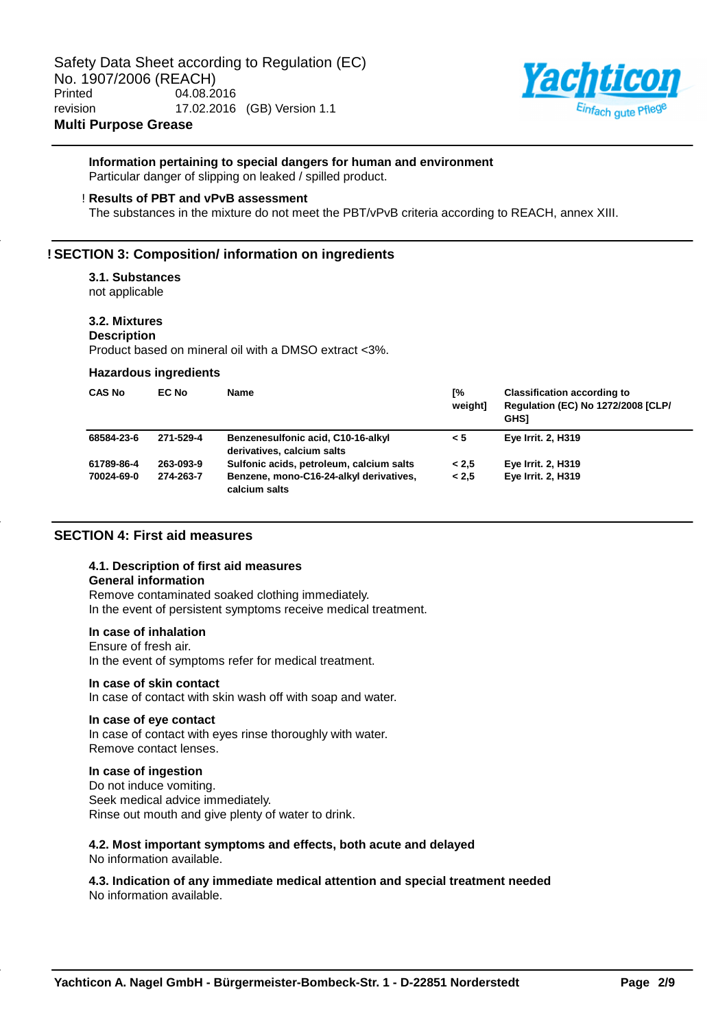**Information pertaining to special dangers for human and environment**
Particular danger of slipping on leaked / spilled product.

! **Results of PBT and vPvB assessment**
The substances in the mixture do not meet the PBT/vPvB criteria according to REACH, annex XIII.

## ! SECTION 3: Composition/ information on ingredients

### 3.1. Substances

not applicable

### 3.2. Mixtures

**Description**
Product based on mineral oil with a DMSO extract <3%.

**Hazardous ingredients**

| CAS No | EC No | Name | [% weight] | Classification according to Regulation (EC) No 1272/2008 [CLP/ GHS] |
|---|---|---|---|---|
| 68584-23-6 | 271-529-4 | Benzenesulfonic acid, C10-16-alkyl derivatives, calcium salts | < 5 | Eye Irrit. 2, H319 |
| 61789-86-4 | 263-093-9 | Sulfonic acids, petroleum, calcium salts | < 2,5 | Eye Irrit. 2, H319 |
| 70024-69-0 | 274-263-7 | Benzene, mono-C16-24-alkyl derivatives, calcium salts | < 2,5 | Eye Irrit. 2, H319 |

## SECTION 4: First aid measures

### 4.1. Description of first aid measures

**General information**
Remove contaminated soaked clothing immediately.
In the event of persistent symptoms receive medical treatment.

**In case of inhalation**
Ensure of fresh air.
In the event of symptoms refer for medical treatment.

**In case of skin contact**
In case of contact with skin wash off with soap and water.

**In case of eye contact**
In case of contact with eyes rinse thoroughly with water.
Remove contact lenses.

**In case of ingestion**
Do not induce vomiting.
Seek medical advice immediately.
Rinse out mouth and give plenty of water to drink.

### 4.2. Most important symptoms and effects, both acute and delayed

No information available.

### 4.3. Indication of any immediate medical attention and special treatment needed

No information available.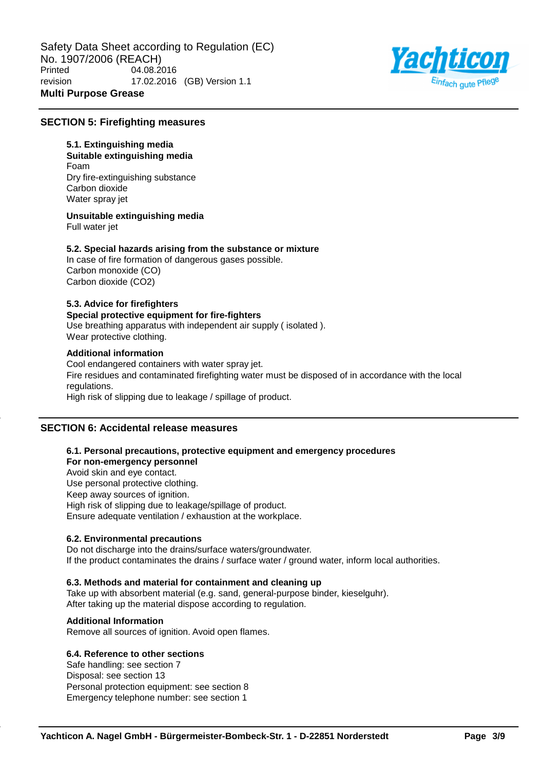## SECTION 5: Firefighting measures

### 5.1. Extinguishing media

**Suitable extinguishing media**

Foam
Dry fire-extinguishing substance
Carbon dioxide
Water spray jet

**Unsuitable extinguishing media**

Full water jet

### 5.2. Special hazards arising from the substance or mixture

In case of fire formation of dangerous gases possible.
Carbon monoxide (CO)
Carbon dioxide ($CO_2$)

### 5.3. Advice for firefighters

**Special protective equipment for fire-fighters**

Use breathing apparatus with independent air supply ( isolated ).
Wear protective clothing.

**Additional information**

Cool endangered containers with water spray jet.
Fire residues and contaminated firefighting water must be disposed of in accordance with the local regulations.
High risk of slipping due to leakage / spillage of product.

## SECTION 6: Accidental release measures

### 6.1. Personal precautions, protective equipment and emergency procedures

**For non-emergency personnel**

Avoid skin and eye contact.
Use personal protective clothing.
Keep away sources of ignition.
High risk of slipping due to leakage/spillage of product.
Ensure adequate ventilation / exhaustion at the workplace.

### 6.2. Environmental precautions

Do not discharge into the drains/surface waters/groundwater.
If the product contaminates the drains / surface water / ground water, inform local authorities.

### 6.3. Methods and material for containment and cleaning up

Take up with absorbent material (e.g. sand, general-purpose binder, kieselguhr).
After taking up the material dispose according to regulation.

**Additional Information**

Remove all sources of ignition. Avoid open flames.

### 6.4. Reference to other sections

Safe handling: see section 7
Disposal: see section 13
Personal protection equipment: see section 8
Emergency telephone number: see section 1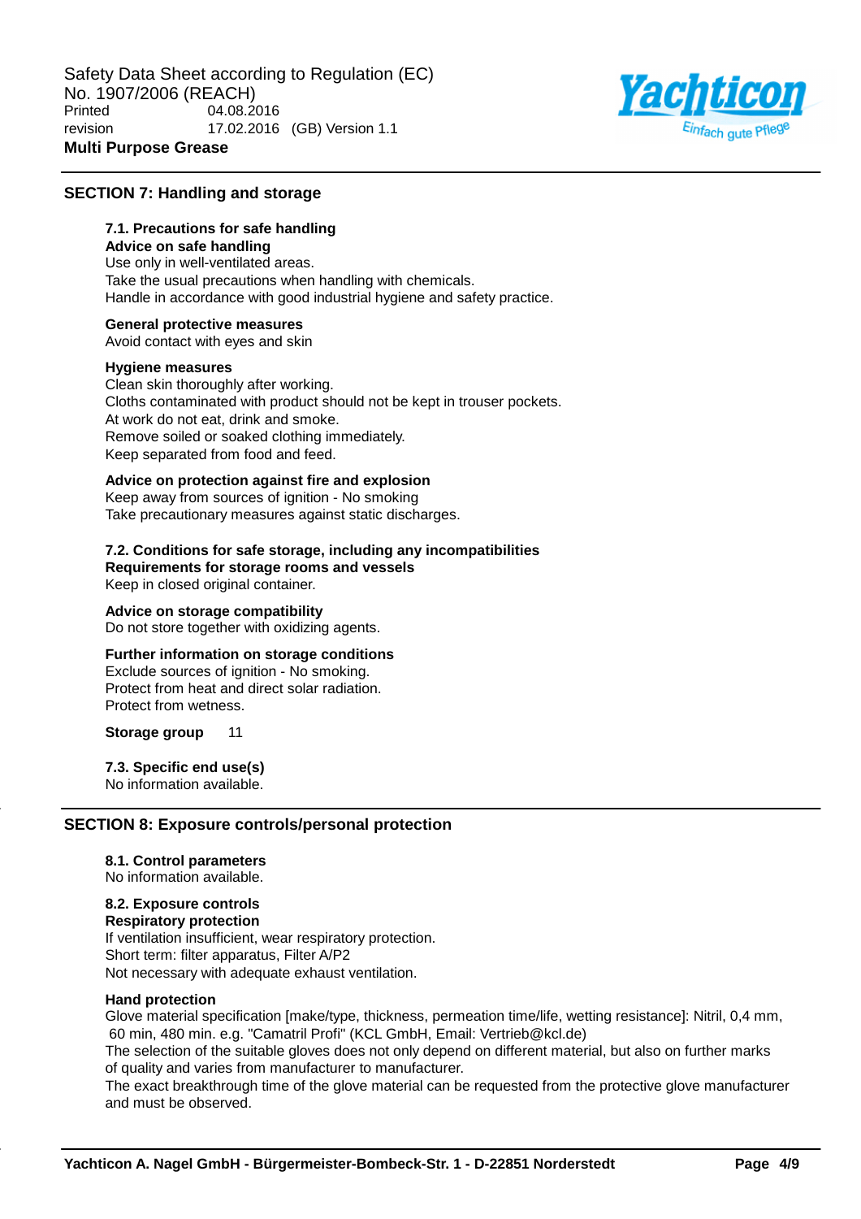## SECTION 7: Handling and storage

### 7.1. Precautions for safe handling

**Advice on safe handling**

Use only in well-ventilated areas.
Take the usual precautions when handling with chemicals.
Handle in accordance with good industrial hygiene and safety practice.

**General protective measures**

Avoid contact with eyes and skin

**Hygiene measures**

Clean skin thoroughly after working.
Cloths contaminated with product should not be kept in trouser pockets.
At work do not eat, drink and smoke.
Remove soiled or soaked clothing immediately.
Keep separated from food and feed.

**Advice on protection against fire and explosion**

Keep away from sources of ignition - No smoking
Take precautionary measures against static discharges.

### 7.2. Conditions for safe storage, including any incompatibilities

**Requirements for storage rooms and vessels**

Keep in closed original container.

**Advice on storage compatibility**

Do not store together with oxidizing agents.

**Further information on storage conditions**

Exclude sources of ignition - No smoking.
Protect from heat and direct solar radiation.
Protect from wetness.

**Storage group** 11

### 7.3. Specific end use(s)

No information available.

## SECTION 8: Exposure controls/personal protection

### 8.1. Control parameters

No information available.

### 8.2. Exposure controls

**Respiratory protection**

If ventilation insufficient, wear respiratory protection.
Short term: filter apparatus, Filter A/P2
Not necessary with adequate exhaust ventilation.

**Hand protection**

Glove material specification [make/type, thickness, permeation time/life, wetting resistance]: Nitril, 0,4 mm, 60 min, 480 min. e.g. "Camatril Profi" (KCL GmbH, Email: Vertrieb@kcl.de)
The selection of the suitable gloves does not only depend on different material, but also on further marks of quality and varies from manufacturer to manufacturer.
The exact breakthrough time of the glove material can be requested from the protective glove manufacturer and must be observed.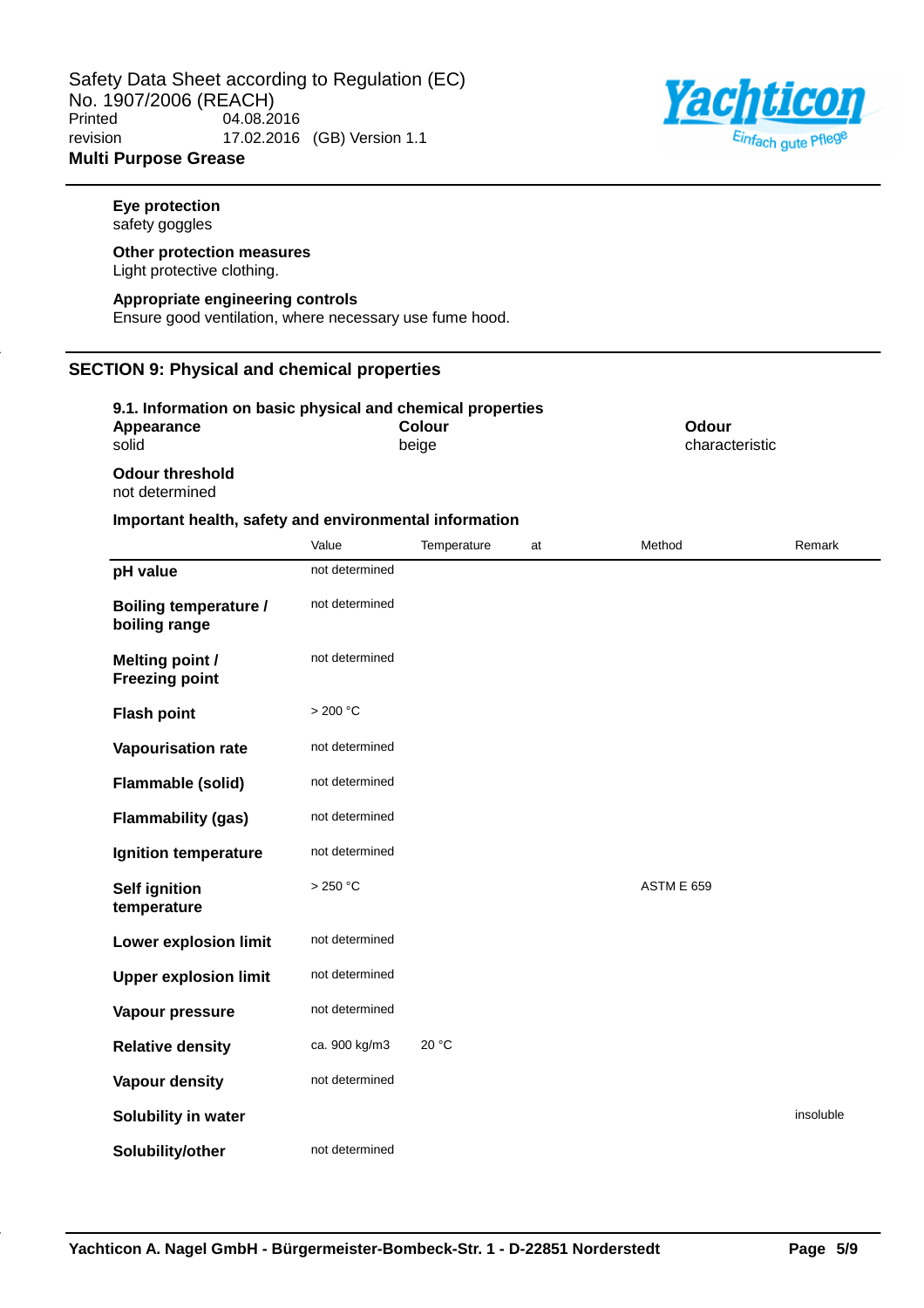**Eye protection**
safety goggles

**Other protection measures**
Light protective clothing.

**Appropriate engineering controls**
Ensure good ventilation, where necessary use fume hood.

## SECTION 9: Physical and chemical properties

### 9.1. Information on basic physical and chemical properties

| Appearance | Colour | Odour |
|---|---|---|
| solid | beige | characteristic |

**Odour threshold**
not determined

**Important health, safety and environmental information**

| | Value | Temperature | at | Method | Remark |
|---|---|---|---|---|---|
| **pH value** | not determined | | | | |
| **Boiling temperature / boiling range** | not determined | | | | |
| **Melting point / Freezing point** | not determined | | | | |
| **Flash point** | > 200 °C | | | | |
| **Vapourisation rate** | not determined | | | | |
| **Flammable (solid)** | not determined | | | | |
| **Flammability (gas)** | not determined | | | | |
| **Ignition temperature** | not determined | | | | |
| **Self ignition temperature** | > 250 °C | | | ASTM E 659 | |
| **Lower explosion limit** | not determined | | | | |
| **Upper explosion limit** | not determined | | | | |
| **Vapour pressure** | not determined | | | | |
| **Relative density** | ca. 900 kg/m3 | 20 °C | | | |
| **Vapour density** | not determined | | | | |
| **Solubility in water** | | | | | insoluble |
| **Solubility/other** | not determined | | | | |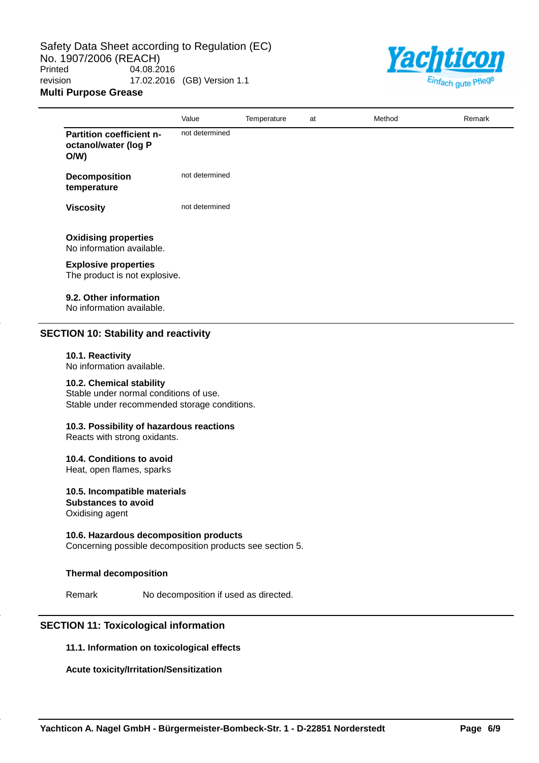| | Value | Temperature | at | Method | Remark |
|---|---|---|---|---|---|
| **Partition coefficient n-octanol/water (log P O/W)** | not determined | | | | |
| **Decomposition temperature** | not determined | | | | |
| **Viscosity** | not determined | | | | |

**Oxidising properties**
No information available.

**Explosive properties**
The product is not explosive.

**9.2. Other information**
No information available.

## SECTION 10: Stability and reactivity

**10.1. Reactivity**
No information available.

**10.2. Chemical stability**
Stable under normal conditions of use.
Stable under recommended storage conditions.

**10.3. Possibility of hazardous reactions**
Reacts with strong oxidants.

**10.4. Conditions to avoid**
Heat, open flames, sparks

**10.5. Incompatible materials**
**Substances to avoid**
Oxidising agent

**10.6. Hazardous decomposition products**
Concerning possible decomposition products see section 5.

**Thermal decomposition**

Remark No decomposition if used as directed.

## SECTION 11: Toxicological information

**11.1. Information on toxicological effects**

**Acute toxicity/Irritation/Sensitization**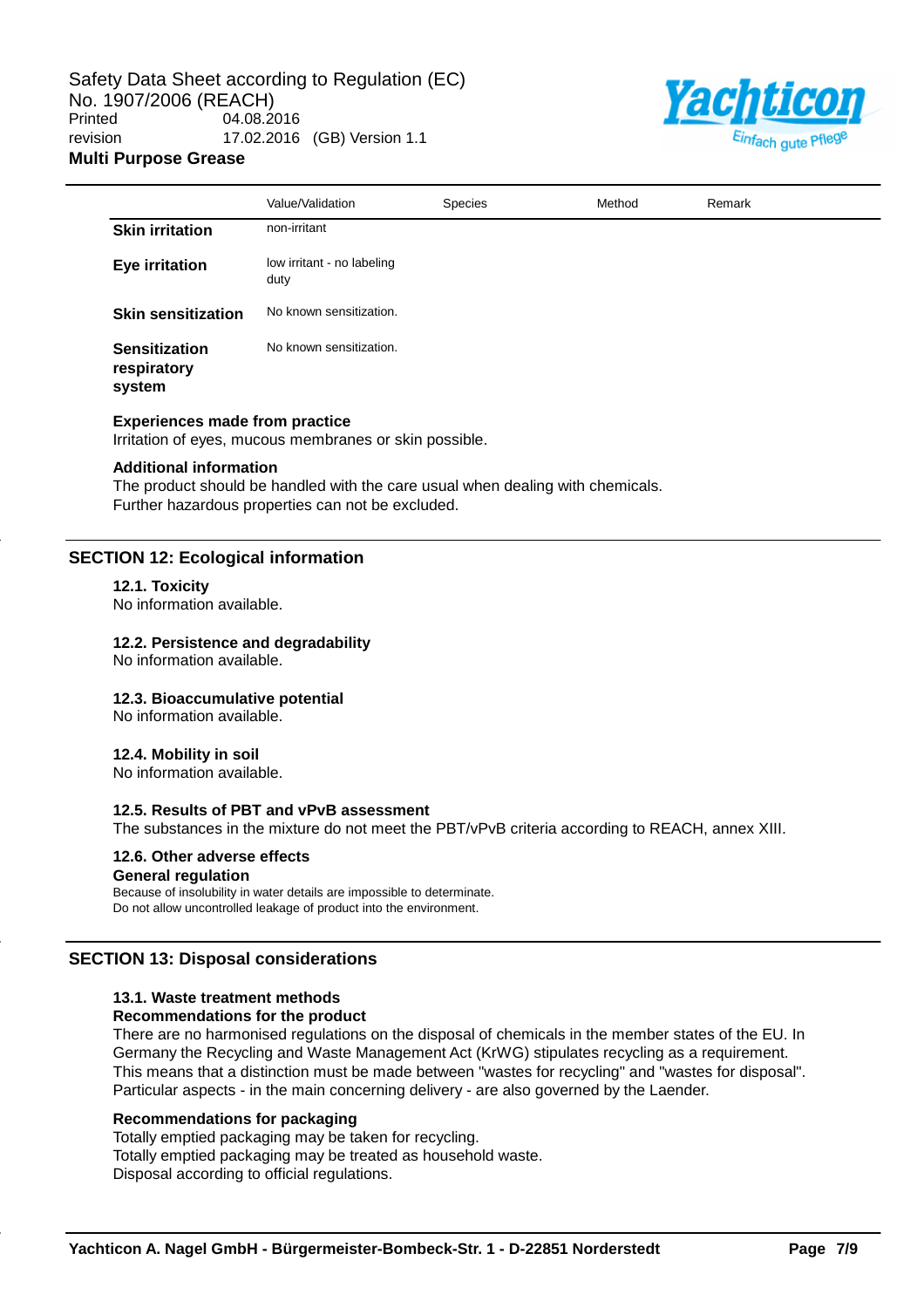| | Value/Validation | Species | Method | Remark |
|---|---|---|---|---|
| **Skin irritation** | non-irritant | | | |
| **Eye irritation** | low irritant - no labeling duty | | | |
| **Skin sensitization** | No known sensitization. | | | |
| **Sensitization respiratory system** | No known sensitization. | | | |

**Experiences made from practice**
Irritation of eyes, mucous membranes or skin possible.

**Additional information**
The product should be handled with the care usual when dealing with chemicals.
Further hazardous properties can not be excluded.

## SECTION 12: Ecological information

### 12.1. Toxicity
No information available.

### 12.2. Persistence and degradability
No information available.

### 12.3. Bioaccumulative potential
No information available.

### 12.4. Mobility in soil
No information available.

### 12.5. Results of PBT and vPvB assessment
The substances in the mixture do not meet the PBT/vPvB criteria according to REACH, annex XIII.

### 12.6. Other adverse effects
**General regulation**
Because of insolubility in water details are impossible to determinate.
Do not allow uncontrolled leakage of product into the environment.

## SECTION 13: Disposal considerations

### 13.1. Waste treatment methods
**Recommendations for the product**
There are no harmonised regulations on the disposal of chemicals in the member states of the EU. In Germany the Recycling and Waste Management Act (KrWG) stipulates recycling as a requirement. This means that a distinction must be made between "wastes for recycling" and "wastes for disposal". Particular aspects - in the main concerning delivery - are also governed by the Laender.

**Recommendations for packaging**
Totally emptied packaging may be taken for recycling.
Totally emptied packaging may be treated as household waste.
Disposal according to official regulations.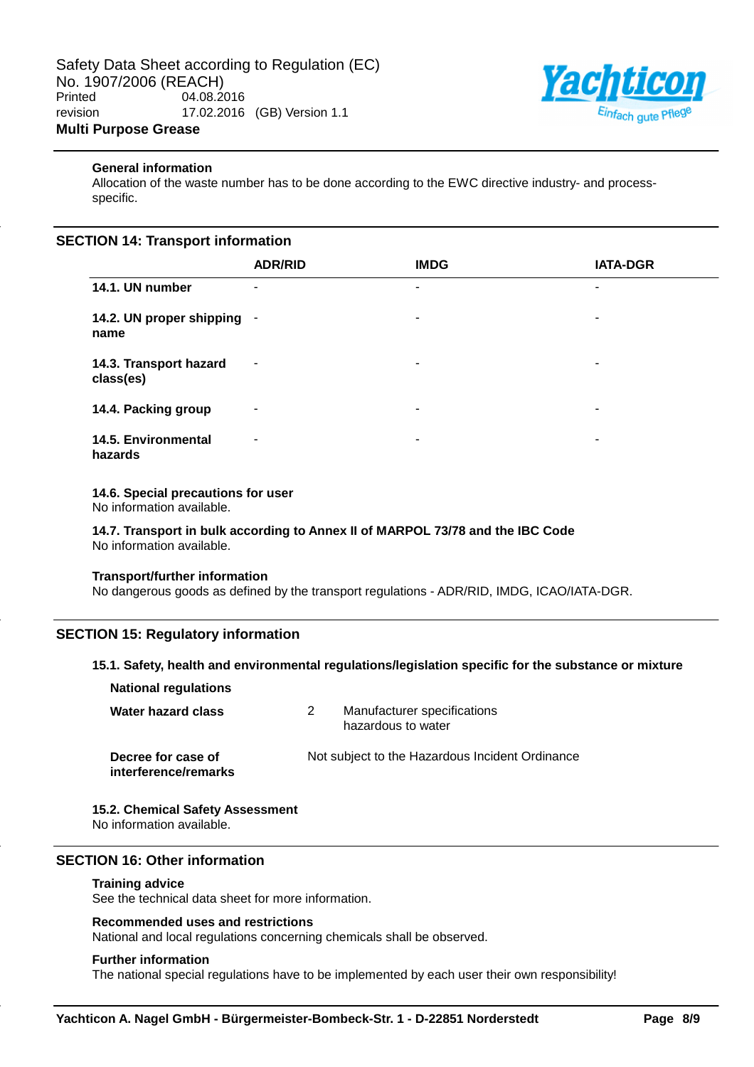#### General information

Allocation of the waste number has to be done according to the EWC directive industry- and process-specific.

## SECTION 14: Transport information

| | ADR/RID | IMDG | IATA-DGR |
|---|---|---|---|
| **14.1. UN number** | - | - | - |
| **14.2. UN proper shipping name** | - | - | - |
| **14.3. Transport hazard class(es)** | - | - | - |
| **14.4. Packing group** | - | - | - |
| **14.5. Environmental hazards** | - | - | - |

#### 14.6. Special precautions for user

No information available.

#### 14.7. Transport in bulk according to Annex II of MARPOL 73/78 and the IBC Code

No information available.

#### Transport/further information

No dangerous goods as defined by the transport regulations - ADR/RID, IMDG, ICAO/IATA-DGR.

## SECTION 15: Regulatory information

#### 15.1. Safety, health and environmental regulations/legislation specific for the substance or mixture

**National regulations**

| | | |
|---|---|---|
| **Water hazard class** | 2 | Manufacturer specifications hazardous to water |
| **Decree for case of interference/remarks** | Not subject to the Hazardous Incident Ordinance | |

#### 15.2. Chemical Safety Assessment

No information available.

## SECTION 16: Other information

#### Training advice

See the technical data sheet for more information.

#### Recommended uses and restrictions

National and local regulations concerning chemicals shall be observed.

#### Further information

The national special regulations have to be implemented by each user their own responsibility!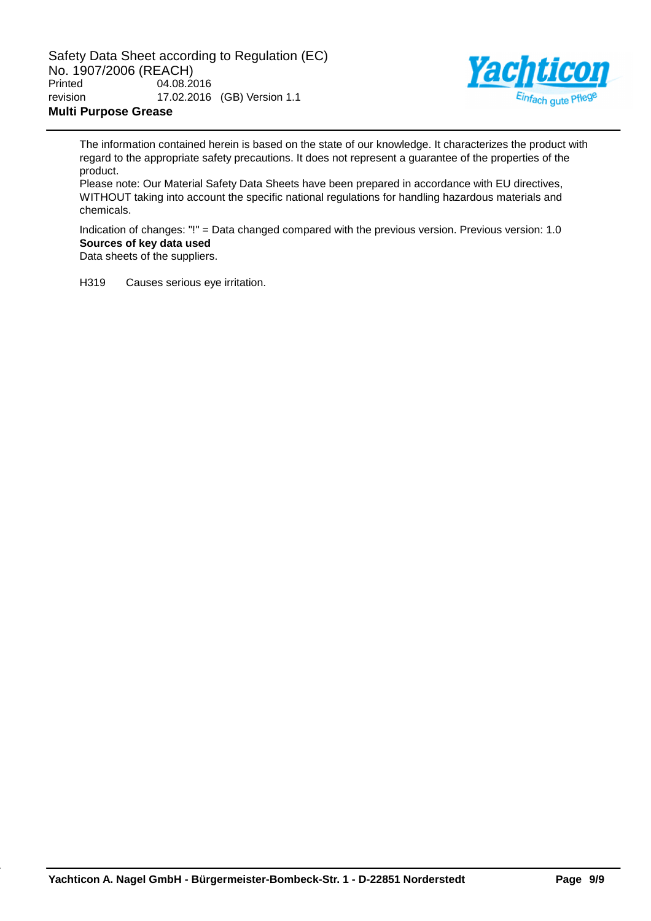The information contained herein is based on the state of our knowledge. It characterizes the product with regard to the appropriate safety precautions. It does not represent a guarantee of the properties of the product.
Please note: Our Material Safety Data Sheets have been prepared in accordance with EU directives, WITHOUT taking into account the specific national regulations for handling hazardous materials and chemicals.

Indication of changes: "!" = Data changed compared with the previous version. Previous version: 1.0

**Sources of key data used**

Data sheets of the suppliers.

H319 Causes serious eye irritation.